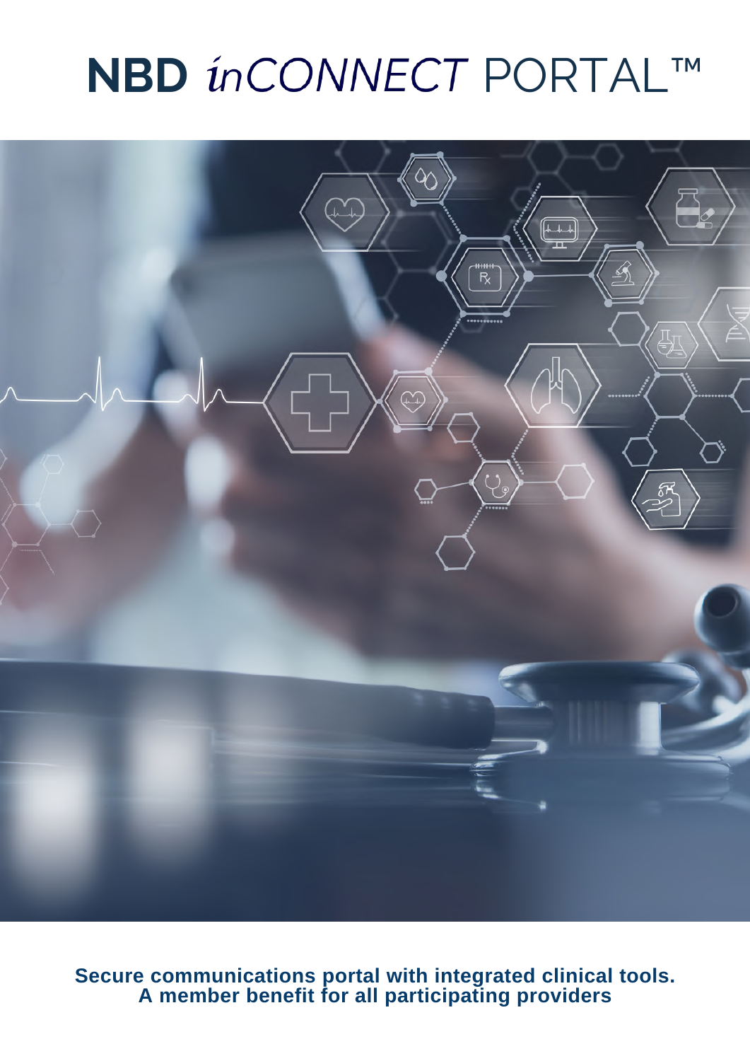# NBD *inCONNECT* PORTAL™

**Secure communications portal with integrated clinical tools.**
**A member benefit for all participating providers**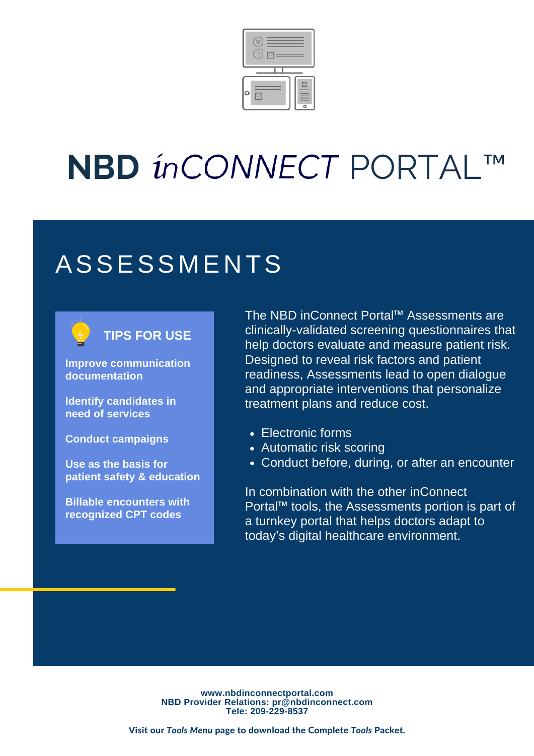# NBD *in*CONNECT PORTAL™

## ASSESSMENTS

### TIPS FOR USE

**Improve communication documentation**

**Identify candidates in need of services**

**Conduct campaigns**

**Use as the basis for patient safety & education**

**Billable encounters with recognized CPT codes**

The NBD inConnect Portal™ Assessments are clinically-validated screening questionnaires that help doctors evaluate and measure patient risk. Designed to reveal risk factors and patient readiness, Assessments lead to open dialogue and appropriate interventions that personalize treatment plans and reduce cost.

- Electronic forms
- Automatic risk scoring
- Conduct before, during, or after an encounter

In combination with the other inConnect Portal™ tools, the Assessments portion is part of a turnkey portal that helps doctors adapt to today's digital healthcare environment.

**www.nbdinconnectportal.com**
**NBD Provider Relations: pr@nbdinconnect.com**
**Tele: 209-229-8537**

**Visit our *Tools Menu* page to download the Complete *Tools* Packet.**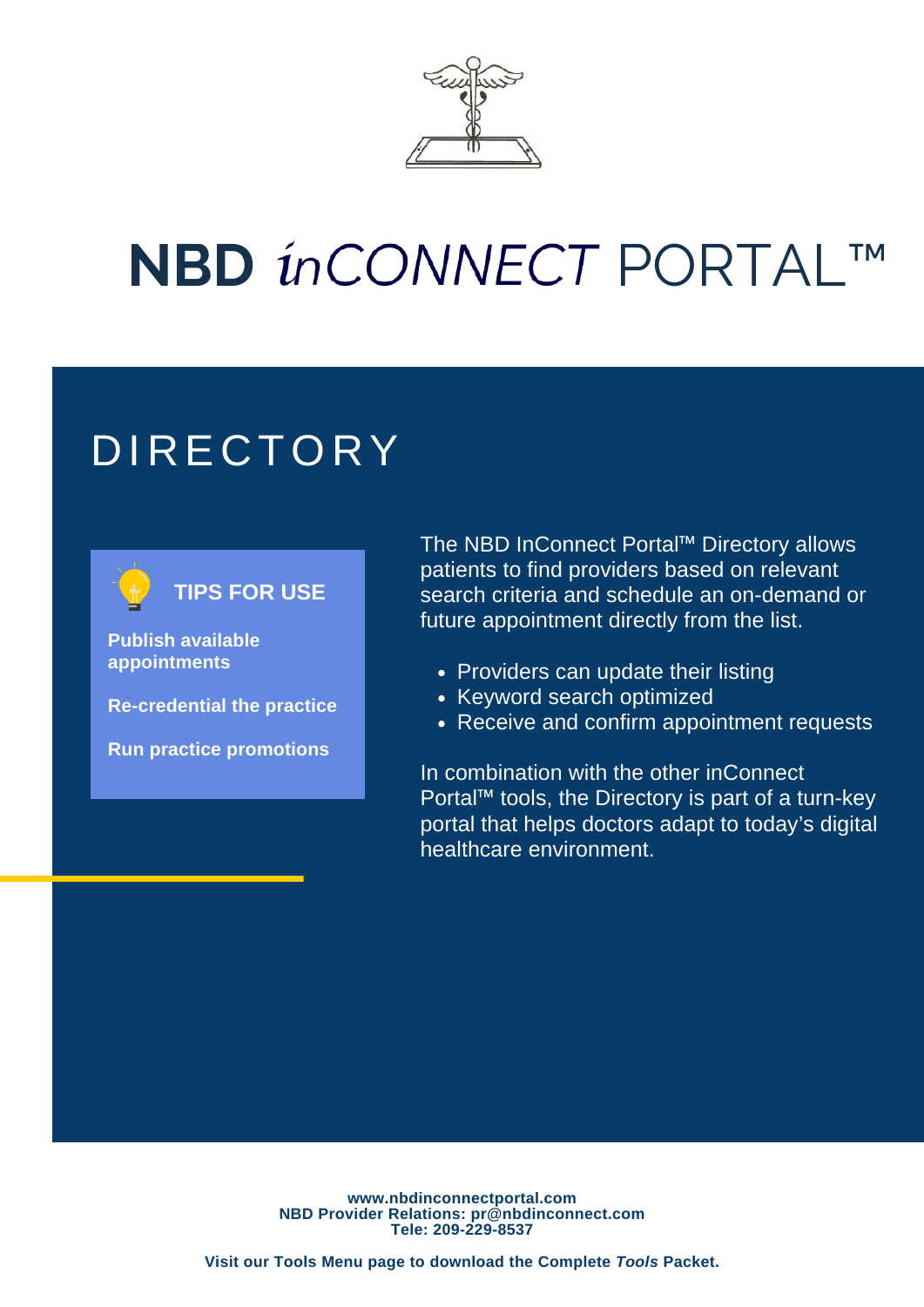# NBD *in*CONNECT PORTAL™

## DIRECTORY

### TIPS FOR USE

**Publish available appointments**

**Re-credential the practice**

**Run practice promotions**

The NBD InConnect Portal™ Directory allows patients to find providers based on relevant search criteria and schedule an on-demand or future appointment directly from the list.

- Providers can update their listing
- Keyword search optimized
- Receive and confirm appointment requests

In combination with the other inConnect Portal™ tools, the Directory is part of a turn-key portal that helps doctors adapt to today's digital healthcare environment.

**www.nbdinconnectportal.com**
**NBD Provider Relations: pr@nbdinconnect.com**
**Tele: 209-229-8537**

**Visit our Tools Menu page to download the Complete *Tools* Packet.**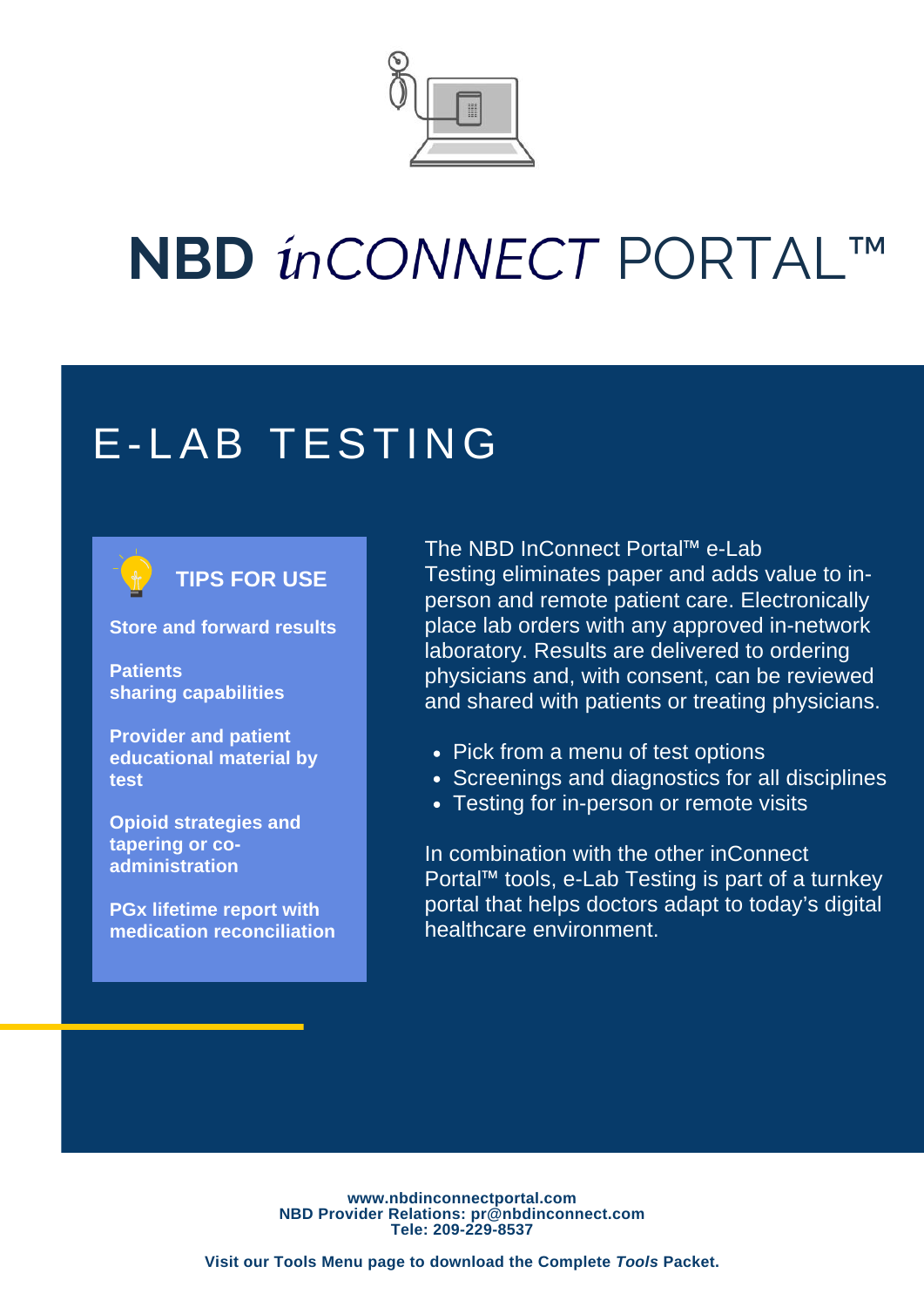# NBD *in*CONNECT PORTAL™

## E-LAB TESTING

### TIPS FOR USE

**Store and forward results**

**Patients sharing capabilities**

**Provider and patient educational material by test**

**Opioid strategies and tapering or co-administration**

**PGx lifetime report with medication reconciliation**

The NBD InConnect Portal™ e-Lab Testing eliminates paper and adds value to in-person and remote patient care. Electronically place lab orders with any approved in-network laboratory. Results are delivered to ordering physicians and, with consent, can be reviewed and shared with patients or treating physicians.

- Pick from a menu of test options
- Screenings and diagnostics for all disciplines
- Testing for in-person or remote visits

In combination with the other inConnect Portal™ tools, e-Lab Testing is part of a turnkey portal that helps doctors adapt to today's digital healthcare environment.

**www.nbdinconnectportal.com**
**NBD Provider Relations: pr@nbdinconnect.com**
**Tele: 209-229-8537**

**Visit our Tools Menu page to download the Complete *Tools* Packet.**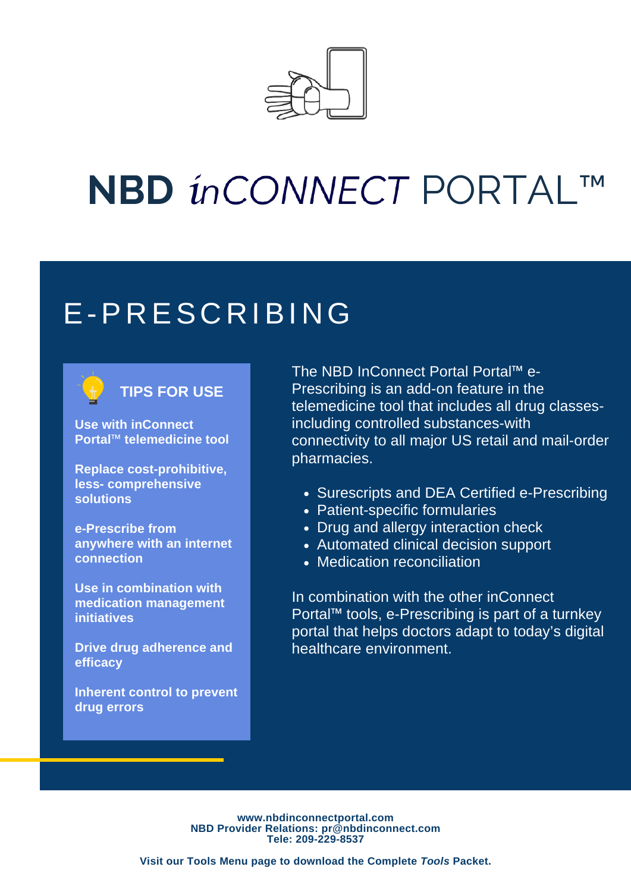# NBD *in*CONNECT PORTAL™

## E-PRESCRIBING

### TIPS FOR USE

**Use with inConnect Portal™ telemedicine tool**

**Replace cost-prohibitive, less- comprehensive solutions**

**e-Prescribe from anywhere with an internet connection**

**Use in combination with medication management initiatives**

**Drive drug adherence and efficacy**

**Inherent control to prevent drug errors**

The NBD InConnect Portal Portal™ e-Prescribing is an add-on feature in the telemedicine tool that includes all drug classes-including controlled substances-with connectivity to all major US retail and mail-order pharmacies.

- Surescripts and DEA Certified e-Prescribing
- Patient-specific formularies
- Drug and allergy interaction check
- Automated clinical decision support
- Medication reconciliation

In combination with the other inConnect Portal™ tools, e-Prescribing is part of a turnkey portal that helps doctors adapt to today's digital healthcare environment.

**www.nbdinconnectportal.com**
**NBD Provider Relations: pr@nbdinconnect.com**
**Tele: 209-229-8537**

**Visit our Tools Menu page to download the Complete *Tools* Packet.**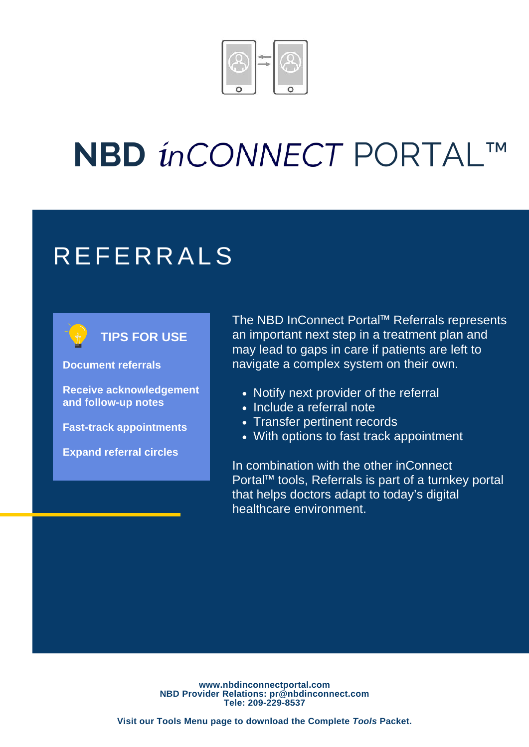# NBD *in*CONNECT PORTAL™

## REFERRALS

### TIPS FOR USE

**Document referrals**

**Receive acknowledgement and follow-up notes**

**Fast-track appointments**

**Expand referral circles**

The NBD InConnect Portal™ Referrals represents an important next step in a treatment plan and may lead to gaps in care if patients are left to navigate a complex system on their own.

- Notify next provider of the referral
- Include a referral note
- Transfer pertinent records
- With options to fast track appointment

In combination with the other inConnect Portal™ tools, Referrals is part of a turnkey portal that helps doctors adapt to today's digital healthcare environment.

**www.nbdinconnectportal.com**
**NBD Provider Relations: pr@nbdinconnect.com**
**Tele: 209-229-8537**

**Visit our Tools Menu page to download the Complete *Tools* Packet.**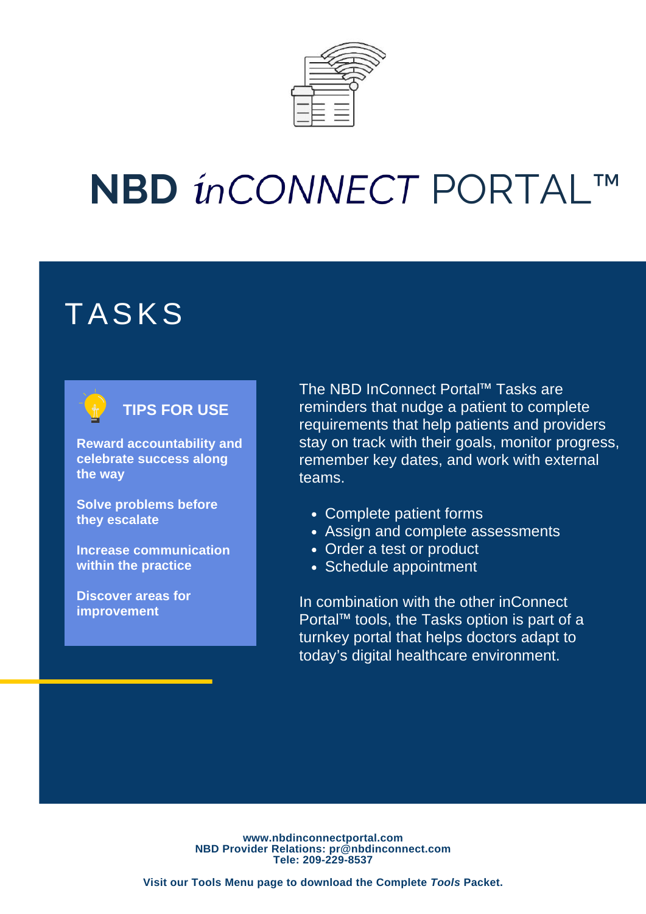# NBD *in*CONNECT PORTAL™

## TASKS

### TIPS FOR USE

**Reward accountability and celebrate success along the way**

**Solve problems before they escalate**

**Increase communication within the practice**

**Discover areas for improvement**

The NBD InConnect Portal™ Tasks are reminders that nudge a patient to complete requirements that help patients and providers stay on track with their goals, monitor progress, remember key dates, and work with external teams.

- Complete patient forms
- Assign and complete assessments
- Order a test or product
- Schedule appointment

In combination with the other inConnect Portal™ tools, the Tasks option is part of a turnkey portal that helps doctors adapt to today's digital healthcare environment.

**www.nbdinconnectportal.com**
**NBD Provider Relations: pr@nbdinconnect.com**
**Tele: 209-229-8537**

**Visit our Tools Menu page to download the Complete *Tools* Packet.**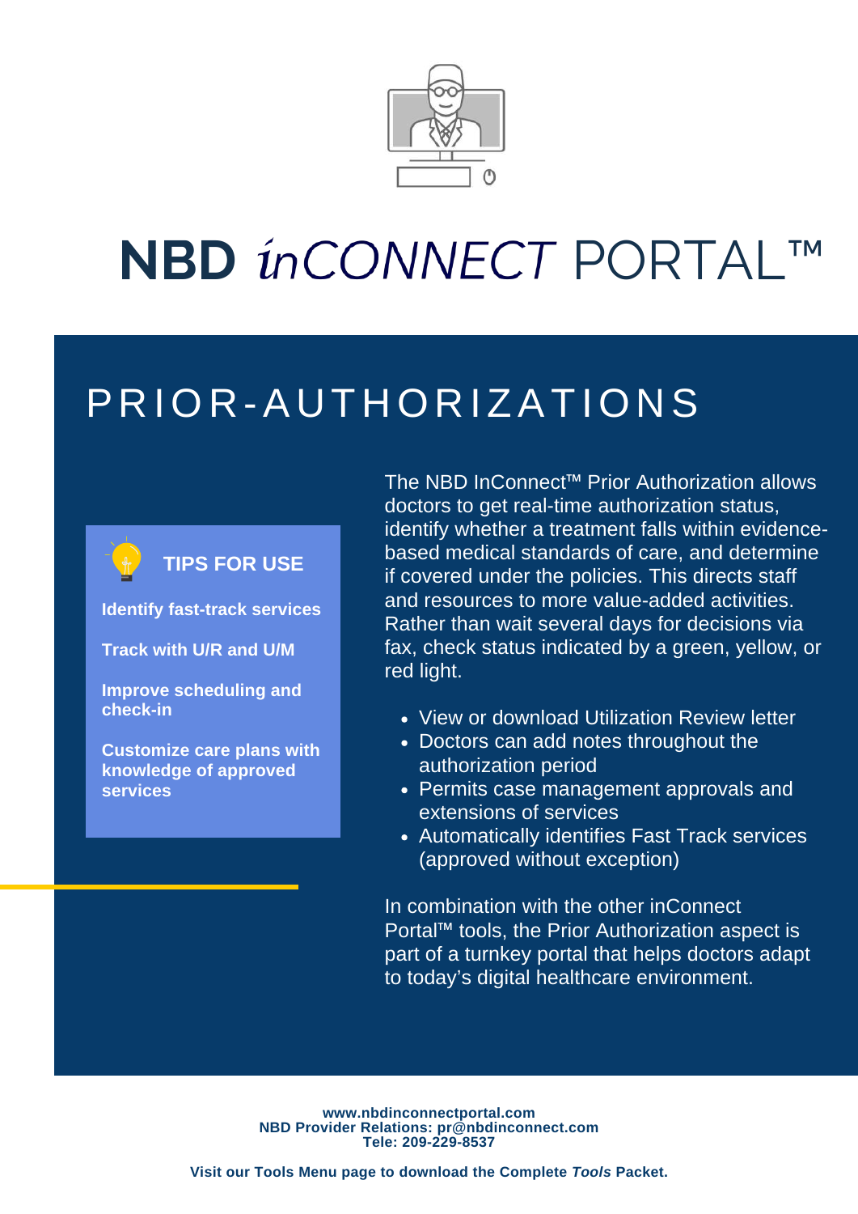# NBD *in*CONNECT PORTAL™

## PRIOR-AUTHORIZATIONS

### TIPS FOR USE

**Identify fast-track services**

**Track with U/R and U/M**

**Improve scheduling and check-in**

**Customize care plans with knowledge of approved services**

The NBD InConnect™ Prior Authorization allows doctors to get real-time authorization status, identify whether a treatment falls within evidence-based medical standards of care, and determine if covered under the policies. This directs staff and resources to more value-added activities. Rather than wait several days for decisions via fax, check status indicated by a green, yellow, or red light.

- View or download Utilization Review letter
- Doctors can add notes throughout the authorization period
- Permits case management approvals and extensions of services
- Automatically identifies Fast Track services (approved without exception)

In combination with the other inConnect Portal™ tools, the Prior Authorization aspect is part of a turnkey portal that helps doctors adapt to today's digital healthcare environment.

**www.nbdinconnectportal.com**
**NBD Provider Relations: pr@nbdinconnect.com**
**Tele: 209-229-8537**

**Visit our Tools Menu page to download the Complete *Tools* Packet.**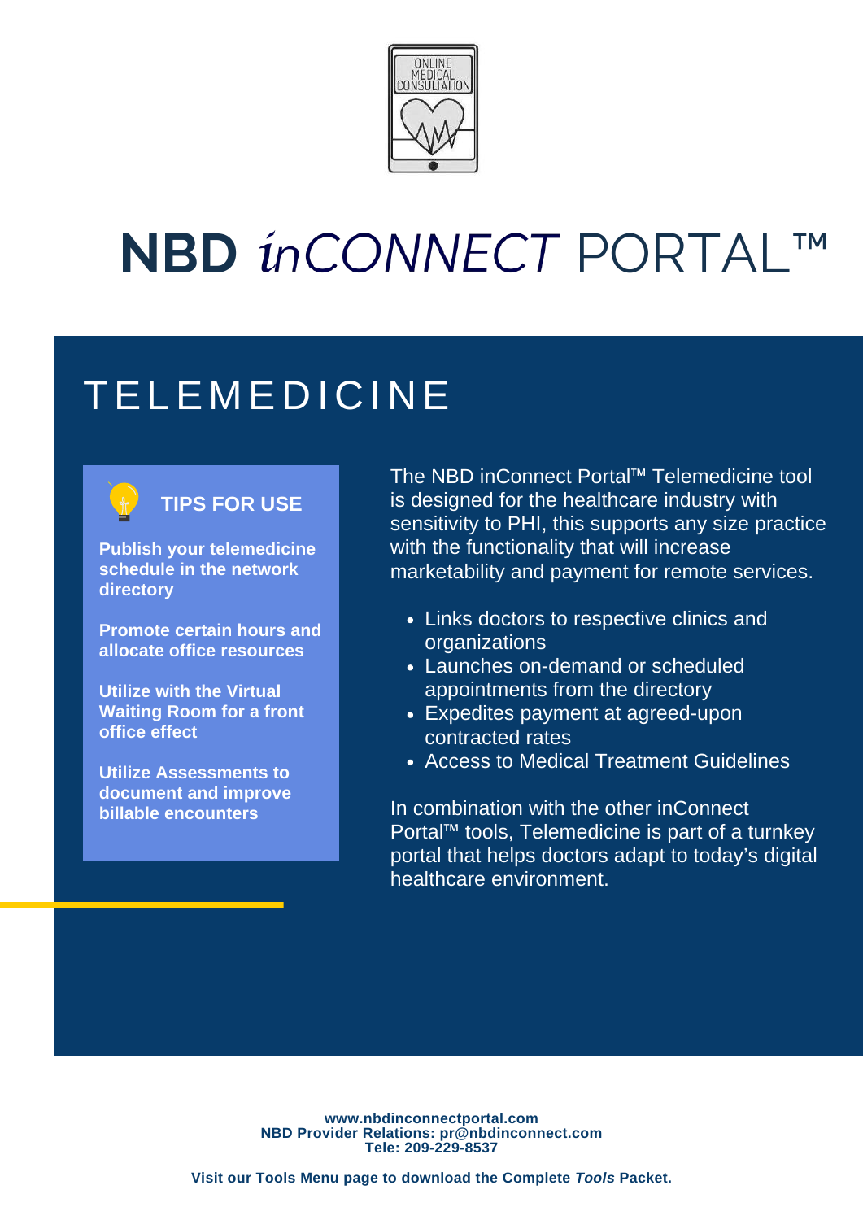# NBD *in*CONNECT PORTAL™

## TELEMEDICINE

### TIPS FOR USE

**Publish your telemedicine schedule in the network directory**

**Promote certain hours and allocate office resources**

**Utilize with the Virtual Waiting Room for a front office effect**

**Utilize Assessments to document and improve billable encounters**

The NBD inConnect Portal™ Telemedicine tool is designed for the healthcare industry with sensitivity to PHI, this supports any size practice with the functionality that will increase marketability and payment for remote services.

- Links doctors to respective clinics and organizations
- Launches on-demand or scheduled appointments from the directory
- Expedites payment at agreed-upon contracted rates
- Access to Medical Treatment Guidelines

In combination with the other inConnect Portal™ tools, Telemedicine is part of a turnkey portal that helps doctors adapt to today's digital healthcare environment.

**www.nbdinconnectportal.com**
**NBD Provider Relations: pr@nbdinconnect.com**
**Tele: 209-229-8537**

**Visit our Tools Menu page to download the Complete *Tools* Packet.**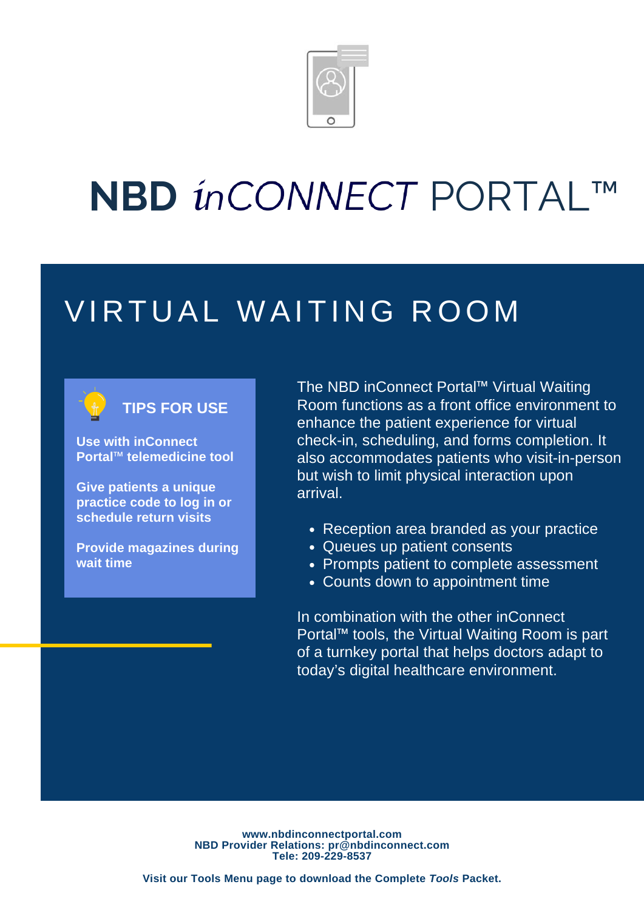# NBD *in*CONNECT PORTAL™

## VIRTUAL WAITING ROOM

### TIPS FOR USE

**Use with inConnect Portal™ telemedicine tool**

**Give patients a unique practice code to log in or schedule return visits**

**Provide magazines during wait time**

The NBD inConnect Portal™ Virtual Waiting Room functions as a front office environment to enhance the patient experience for virtual check-in, scheduling, and forms completion. It also accommodates patients who visit-in-person but wish to limit physical interaction upon arrival.

- Reception area branded as your practice
- Queues up patient consents
- Prompts patient to complete assessment
- Counts down to appointment time

In combination with the other inConnect Portal™ tools, the Virtual Waiting Room is part of a turnkey portal that helps doctors adapt to today's digital healthcare environment.

**www.nbdinconnectportal.com**
**NBD Provider Relations: pr@nbdinconnect.com**
**Tele: 209-229-8537**

**Visit our Tools Menu page to download the Complete *Tools* Packet.**